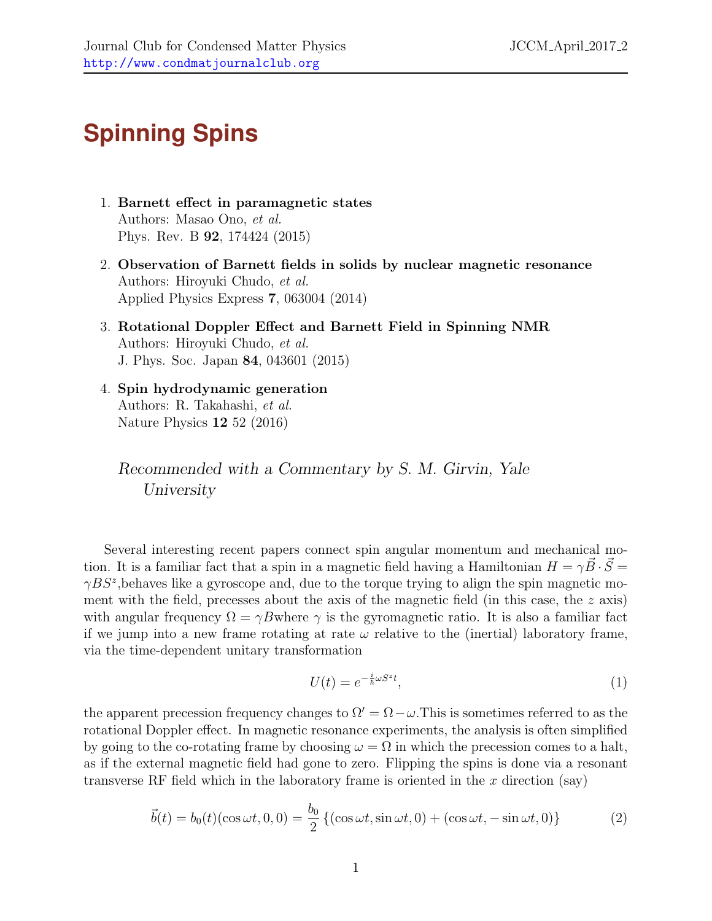# Spinning Spins

1. **Barnett effect in paramagnetic states**
   Authors: Masao Ono, *et al.*
   Phys. Rev. B **92**, 174424 (2015)

2. **Observation of Barnett fields in solids by nuclear magnetic resonance**
   Authors: Hiroyuki Chudo, *et al.*
   Applied Physics Express **7**, 063004 (2014)

3. **Rotational Doppler Effect and Barnett Field in Spinning NMR**
   Authors: Hiroyuki Chudo, *et al.*
   J. Phys. Soc. Japan **84**, 043601 (2015)

4. **Spin hydrodynamic generation**
   Authors: R. Takahashi, *et al.*
   Nature Physics **12** 52 (2016)

*Recommended with a Commentary by S. M. Girvin, Yale University*

Several interesting recent papers connect spin angular momentum and mechanical motion. It is a familiar fact that a spin in a magnetic field having a Hamiltonian $H = \gamma \vec{B} \cdot \vec{S} = \gamma B S^z$,behaves like a gyroscope and, due to the torque trying to align the spin magnetic moment with the field, precesses about the axis of the magnetic field (in this case, the $z$ axis) with angular frequency $\Omega = \gamma B$where $\gamma$ is the gyromagnetic ratio. It is also a familiar fact if we jump into a new frame rotating at rate $\omega$ relative to the (inertial) laboratory frame, via the time-dependent unitary transformation

$$U(t) = e^{-\frac{i}{\hbar}\omega S^z t}, \tag{1}$$

the apparent precession frequency changes to $\Omega' = \Omega - \omega$.This is sometimes referred to as the rotational Doppler effect. In magnetic resonance experiments, the analysis is often simplified by going to the co-rotating frame by choosing $\omega = \Omega$ in which the precession comes to a halt, as if the external magnetic field had gone to zero. Flipping the spins is done via a resonant transverse RF field which in the laboratory frame is oriented in the $x$ direction (say)

$$\vec{b}(t) = b_0(t)(\cos\omega t, 0, 0) = \frac{b_0}{2}\left\{(\cos\omega t, \sin\omega t, 0) + (\cos\omega t, -\sin\omega t, 0)\right\} \tag{2}$$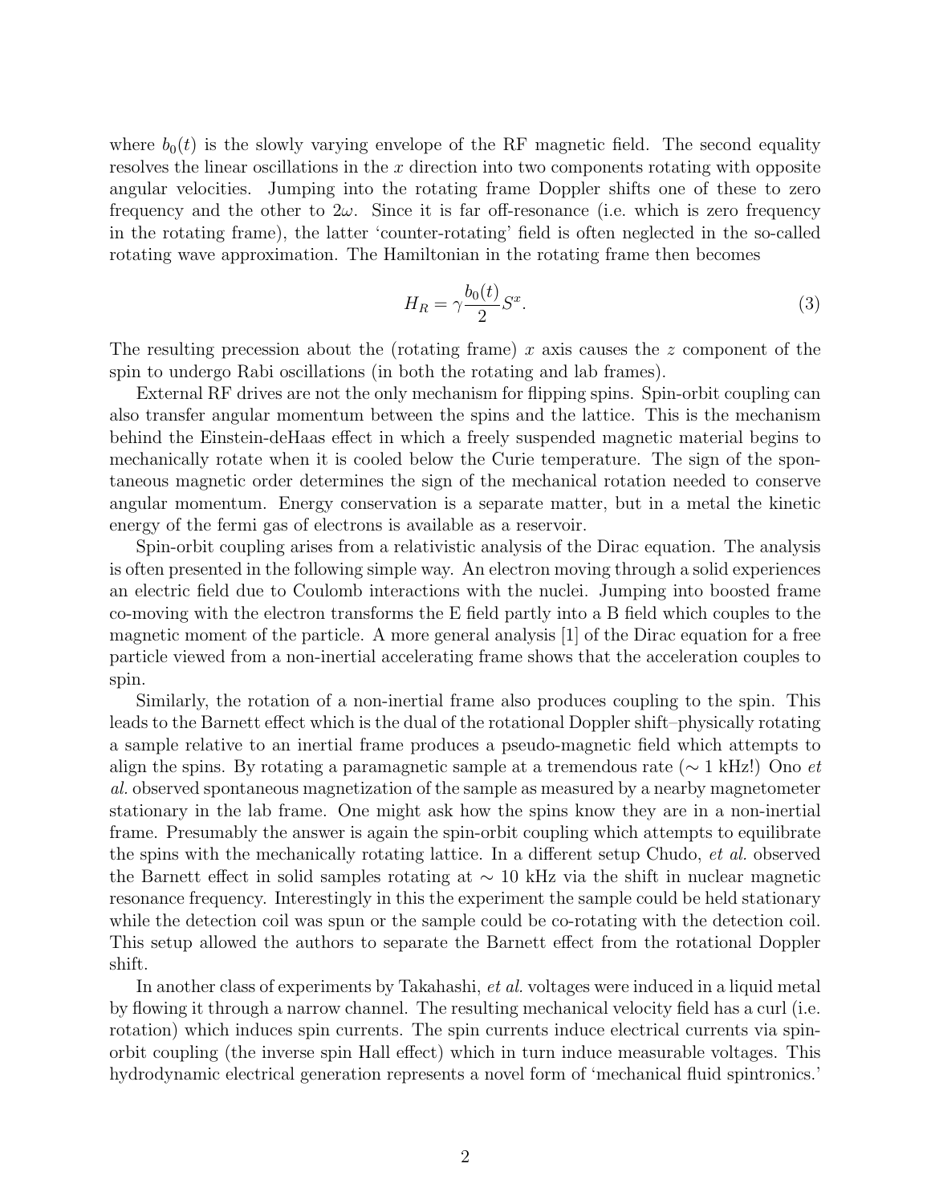where $b_0(t)$ is the slowly varying envelope of the RF magnetic field. The second equality resolves the linear oscillations in the $x$ direction into two components rotating with opposite angular velocities. Jumping into the rotating frame Doppler shifts one of these to zero frequency and the other to $2\omega$. Since it is far off-resonance (i.e. which is zero frequency in the rotating frame), the latter 'counter-rotating' field is often neglected in the so-called rotating wave approximation. The Hamiltonian in the rotating frame then becomes

$$H_R = \gamma \frac{b_0(t)}{2} S^x. \tag{3}$$

The resulting precession about the (rotating frame) $x$ axis causes the $z$ component of the spin to undergo Rabi oscillations (in both the rotating and lab frames).

External RF drives are not the only mechanism for flipping spins. Spin-orbit coupling can also transfer angular momentum between the spins and the lattice. This is the mechanism behind the Einstein-deHaas effect in which a freely suspended magnetic material begins to mechanically rotate when it is cooled below the Curie temperature. The sign of the spontaneous magnetic order determines the sign of the mechanical rotation needed to conserve angular momentum. Energy conservation is a separate matter, but in a metal the kinetic energy of the fermi gas of electrons is available as a reservoir.

Spin-orbit coupling arises from a relativistic analysis of the Dirac equation. The analysis is often presented in the following simple way. An electron moving through a solid experiences an electric field due to Coulomb interactions with the nuclei. Jumping into boosted frame co-moving with the electron transforms the E field partly into a B field which couples to the magnetic moment of the particle. A more general analysis [1] of the Dirac equation for a free particle viewed from a non-inertial accelerating frame shows that the acceleration couples to spin.

Similarly, the rotation of a non-inertial frame also produces coupling to the spin. This leads to the Barnett effect which is the dual of the rotational Doppler shift–physically rotating a sample relative to an inertial frame produces a pseudo-magnetic field which attempts to align the spins. By rotating a paramagnetic sample at a tremendous rate ($\sim$ 1 kHz!) Ono *et al.* observed spontaneous magnetization of the sample as measured by a nearby magnetometer stationary in the lab frame. One might ask how the spins know they are in a non-inertial frame. Presumably the answer is again the spin-orbit coupling which attempts to equilibrate the spins with the mechanically rotating lattice. In a different setup Chudo, *et al.* observed the Barnett effect in solid samples rotating at $\sim$ 10 kHz via the shift in nuclear magnetic resonance frequency. Interestingly in this the experiment the sample could be held stationary while the detection coil was spun or the sample could be co-rotating with the detection coil. This setup allowed the authors to separate the Barnett effect from the rotational Doppler shift.

In another class of experiments by Takahashi, *et al.* voltages were induced in a liquid metal by flowing it through a narrow channel. The resulting mechanical velocity field has a curl (i.e. rotation) which induces spin currents. The spin currents induce electrical currents via spin-orbit coupling (the inverse spin Hall effect) which in turn induce measurable voltages. This hydrodynamic electrical generation represents a novel form of 'mechanical fluid spintronics.'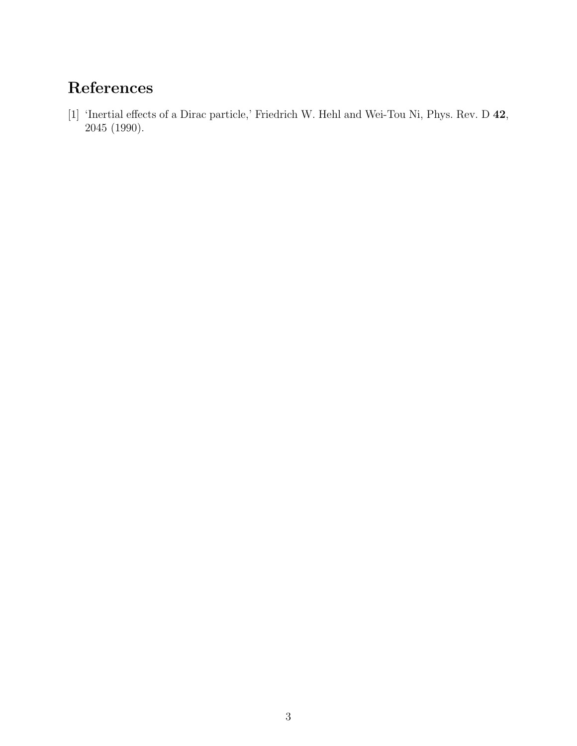## References

[1] 'Inertial effects of a Dirac particle,' Friedrich W. Hehl and Wei-Tou Ni, Phys. Rev. D **42**, 2045 (1990).